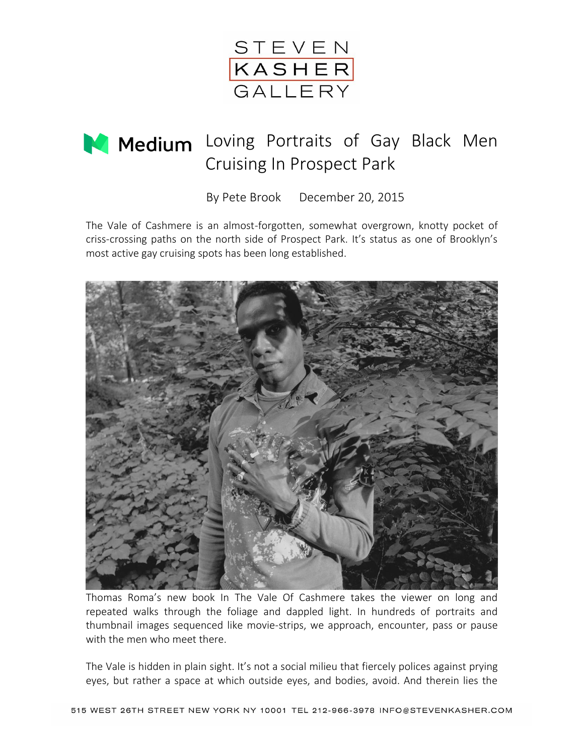STEVEN KASHER GALLERY

# Medium — Loving Portraits of Gay Black Men Cruising In Prospect Park

By Pete Brook December 20, 2015

The Vale of Cashmere is an almost-forgotten, somewhat overgrown, knotty pocket of criss-crossing paths on the north side of Prospect Park. It's status as one of Brooklyn's most active gay cruising spots has been long established.

Thomas Roma's new book In The Vale Of Cashmere takes the viewer on long and repeated walks through the foliage and dappled light. In hundreds of portraits and thumbnail images sequenced like movie-strips, we approach, encounter, pass or pause with the men who meet there.

The Vale is hidden in plain sight. It's not a social milieu that fiercely polices against prying eyes, but rather a space at which outside eyes, and bodies, avoid. And therein lies the

515 WEST 26TH STREET NEW YORK NY 10001 TEL 212-966-3978 INFO@STEVENKASHER.COM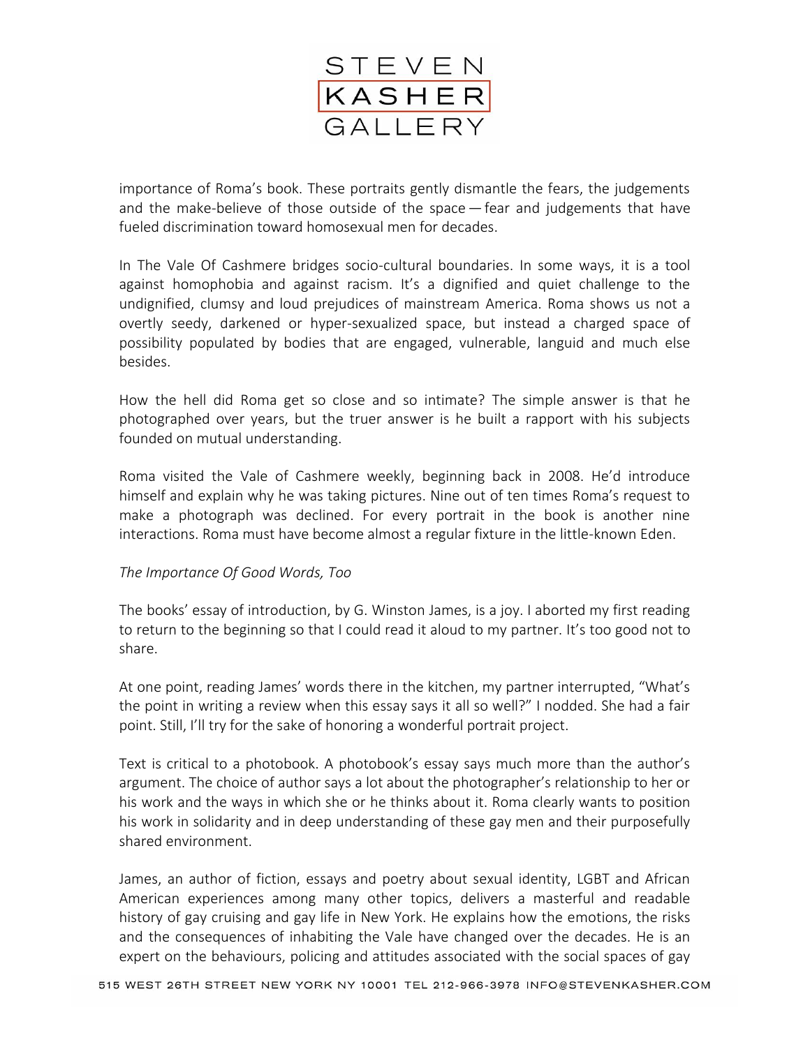importance of Roma's book. These portraits gently dismantle the fears, the judgements and the make-believe of those outside of the space — fear and judgements that have fueled discrimination toward homosexual men for decades.

In The Vale Of Cashmere bridges socio-cultural boundaries. In some ways, it is a tool against homophobia and against racism. It's a dignified and quiet challenge to the undignified, clumsy and loud prejudices of mainstream America. Roma shows us not a overtly seedy, darkened or hyper-sexualized space, but instead a charged space of possibility populated by bodies that are engaged, vulnerable, languid and much else besides.

How the hell did Roma get so close and so intimate? The simple answer is that he photographed over years, but the truer answer is he built a rapport with his subjects founded on mutual understanding.

Roma visited the Vale of Cashmere weekly, beginning back in 2008. He'd introduce himself and explain why he was taking pictures. Nine out of ten times Roma's request to make a photograph was declined. For every portrait in the book is another nine interactions. Roma must have become almost a regular fixture in the little-known Eden.

*The Importance Of Good Words, Too*

The books' essay of introduction, by G. Winston James, is a joy. I aborted my first reading to return to the beginning so that I could read it aloud to my partner. It's too good not to share.

At one point, reading James' words there in the kitchen, my partner interrupted, "What's the point in writing a review when this essay says it all so well?" I nodded. She had a fair point. Still, I'll try for the sake of honoring a wonderful portrait project.

Text is critical to a photobook. A photobook's essay says much more than the author's argument. The choice of author says a lot about the photographer's relationship to her or his work and the ways in which she or he thinks about it. Roma clearly wants to position his work in solidarity and in deep understanding of these gay men and their purposefully shared environment.

James, an author of fiction, essays and poetry about sexual identity, LGBT and African American experiences among many other topics, delivers a masterful and readable history of gay cruising and gay life in New York. He explains how the emotions, the risks and the consequences of inhabiting the Vale have changed over the decades. He is an expert on the behaviours, policing and attitudes associated with the social spaces of gay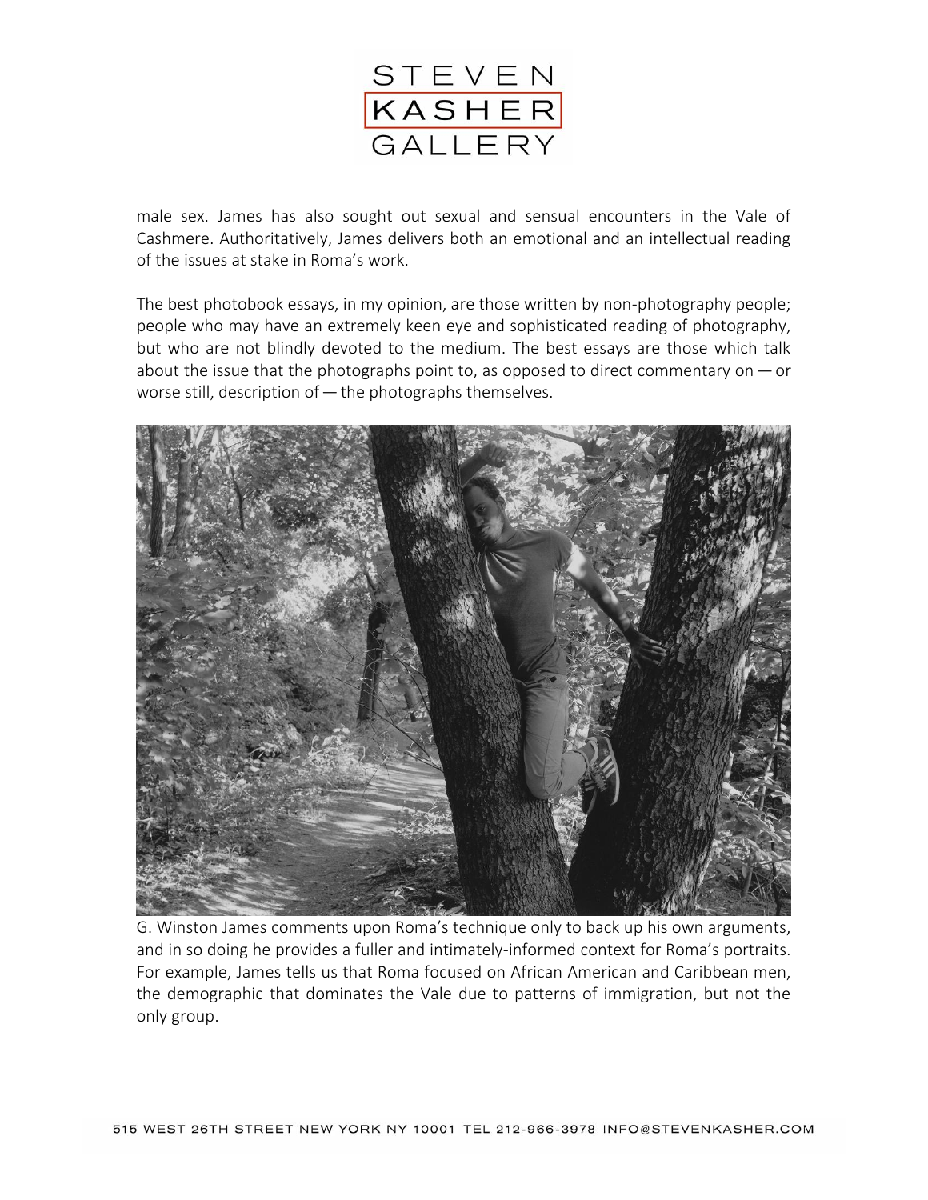male sex. James has also sought out sexual and sensual encounters in the Vale of Cashmere. Authoritatively, James delivers both an emotional and an intellectual reading of the issues at stake in Roma's work.

The best photobook essays, in my opinion, are those written by non-photography people; people who may have an extremely keen eye and sophisticated reading of photography, but who are not blindly devoted to the medium. The best essays are those which talk about the issue that the photographs point to, as opposed to direct commentary on — or worse still, description of — the photographs themselves.

G. Winston James comments upon Roma's technique only to back up his own arguments, and in so doing he provides a fuller and intimately-informed context for Roma's portraits. For example, James tells us that Roma focused on African American and Caribbean men, the demographic that dominates the Vale due to patterns of immigration, but not the only group.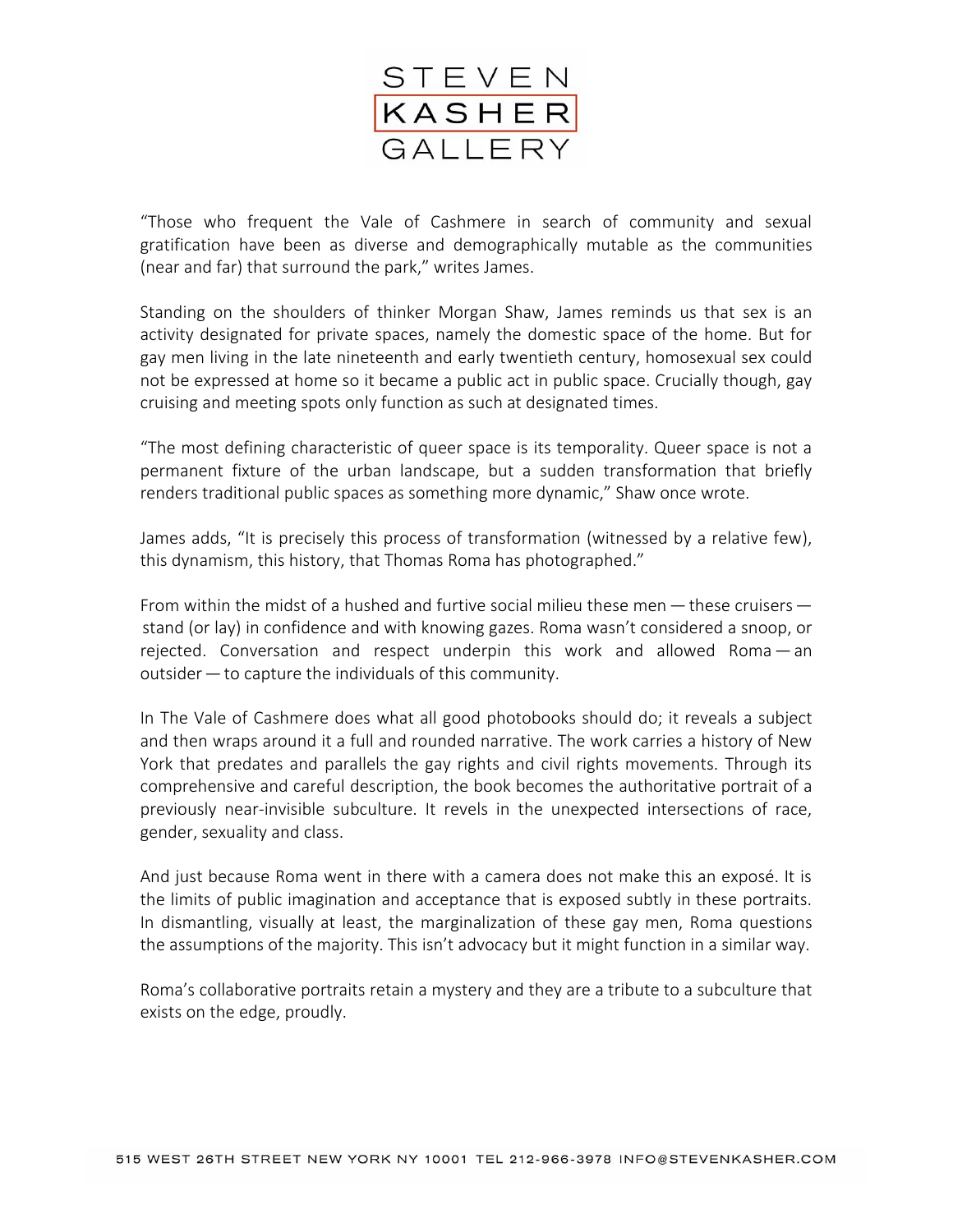"Those who frequent the Vale of Cashmere in search of community and sexual gratification have been as diverse and demographically mutable as the communities (near and far) that surround the park," writes James.

Standing on the shoulders of thinker Morgan Shaw, James reminds us that sex is an activity designated for private spaces, namely the domestic space of the home. But for gay men living in the late nineteenth and early twentieth century, homosexual sex could not be expressed at home so it became a public act in public space. Crucially though, gay cruising and meeting spots only function as such at designated times.

"The most defining characteristic of queer space is its temporality. Queer space is not a permanent fixture of the urban landscape, but a sudden transformation that briefly renders traditional public spaces as something more dynamic," Shaw once wrote.

James adds, "It is precisely this process of transformation (witnessed by a relative few), this dynamism, this history, that Thomas Roma has photographed."

From within the midst of a hushed and furtive social milieu these men — these cruisers — stand (or lay) in confidence and with knowing gazes. Roma wasn't considered a snoop, or rejected. Conversation and respect underpin this work and allowed Roma — an outsider — to capture the individuals of this community.

In The Vale of Cashmere does what all good photobooks should do; it reveals a subject and then wraps around it a full and rounded narrative. The work carries a history of New York that predates and parallels the gay rights and civil rights movements. Through its comprehensive and careful description, the book becomes the authoritative portrait of a previously near-invisible subculture. It revels in the unexpected intersections of race, gender, sexuality and class.

And just because Roma went in there with a camera does not make this an exposé. It is the limits of public imagination and acceptance that is exposed subtly in these portraits. In dismantling, visually at least, the marginalization of these gay men, Roma questions the assumptions of the majority. This isn't advocacy but it might function in a similar way.

Roma's collaborative portraits retain a mystery and they are a tribute to a subculture that exists on the edge, proudly.